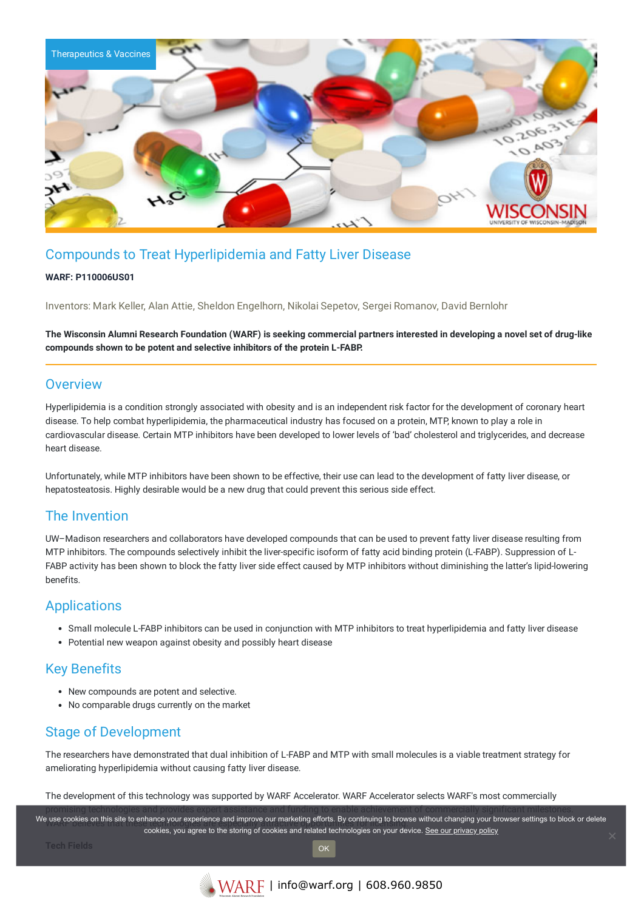Therapeutics & Vaccines

# Compounds to Treat Hyperlipidemia and Fatty Liver Disease

**WARF: P110006US01**

Inventors: Mark Keller, Alan Attie, Sheldon Engelhorn, Nikolai Sepetov, Sergei Romanov, David Bernlohr

**The Wisconsin Alumni Research Foundation (WARF) is seeking commercial partners interested in developing a novel set of drug-like compounds shown to be potent and selective inhibitors of the protein L-FABP.**

## Overview

Hyperlipidemia is a condition strongly associated with obesity and is an independent risk factor for the development of coronary heart disease. To help combat hyperlipidemia, the pharmaceutical industry has focused on a protein, MTP, known to play a role in cardiovascular disease. Certain MTP inhibitors have been developed to lower levels of 'bad' cholesterol and triglycerides, and decrease heart disease.

Unfortunately, while MTP inhibitors have been shown to be effective, their use can lead to the development of fatty liver disease, or hepatosteatosis. Highly desirable would be a new drug that could prevent this serious side effect.

## The Invention

UW–Madison researchers and collaborators have developed compounds that can be used to prevent fatty liver disease resulting from MTP inhibitors. The compounds selectively inhibit the liver-specific isoform of fatty acid binding protein (L-FABP). Suppression of L-FABP activity has been shown to block the fatty liver side effect caused by MTP inhibitors without diminishing the latter's lipid-lowering benefits.

## Applications

- Small molecule L-FABP inhibitors can be used in conjunction with MTP inhibitors to treat hyperlipidemia and fatty liver disease
- Potential new weapon against obesity and possibly heart disease

## Key Benefits

- New compounds are potent and selective.
- No comparable drugs currently on the market

## Stage of Development

The researchers have demonstrated that dual inhibition of L-FABP and MTP with small molecules is a viable treatment strategy for ameliorating hyperlipidemia without causing fatty liver disease.

The development of this technology was supported by WARF Accelerator. WARF Accelerator selects WARF's most commercially promising technologies and provides expert assistance and funding to enable achievement of commercially significant milestones. WARF believes that these technologies

We use cookies on this site to enhance your experience and improve our marketing efforts. By continuing to browse without changing your browser settings to block or delete cookies, you agree to the storing of cookies and related technologies on your device. See our privacy policy

OK

Tech Fields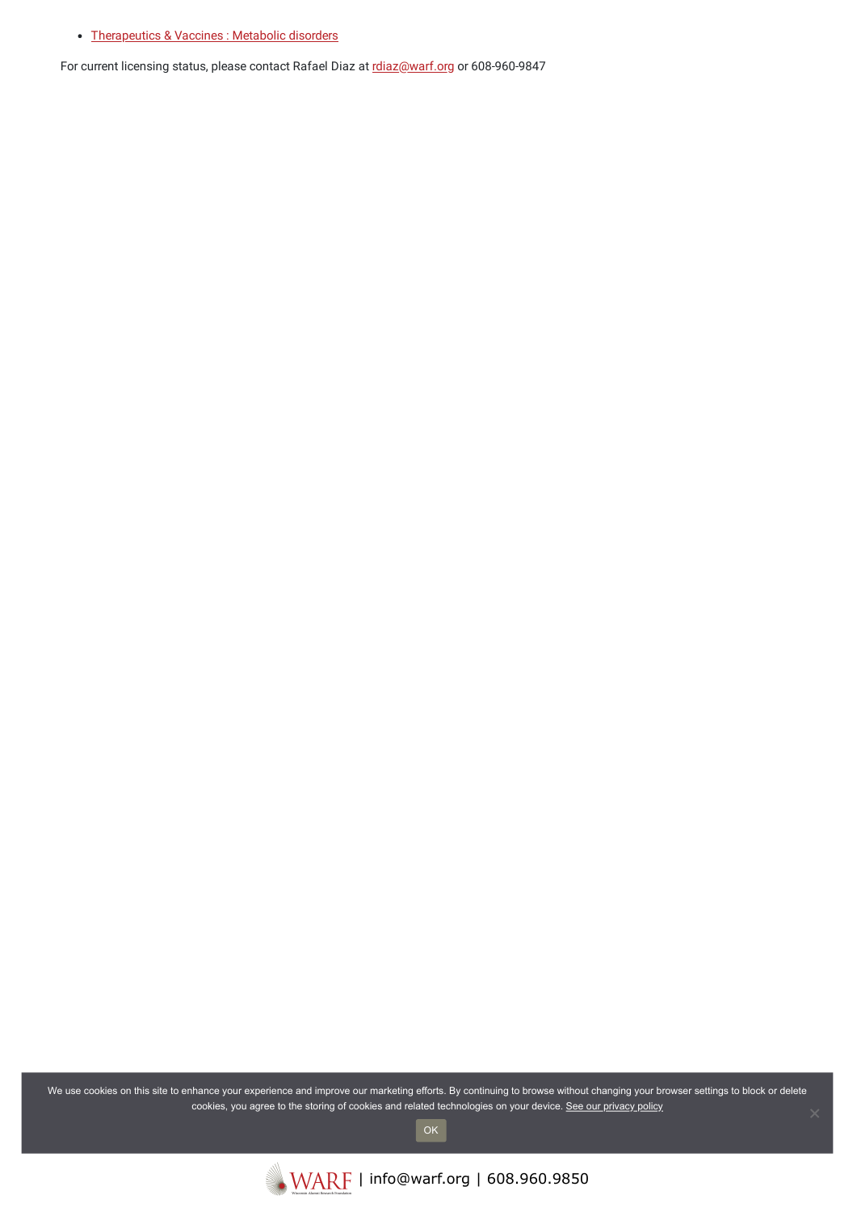- Therapeutics & Vaccines : Metabolic disorders

For current licensing status, please contact Rafael Diaz at rdiaz@warf.org or 608-960-9847

We use cookies on this site to enhance your experience and improve our marketing efforts. By continuing to browse without changing your browser settings to block or delete cookies, you agree to the storing of cookies and related technologies on your device. See our privacy policy

OK

WARF | info@warf.org | 608.960.9850